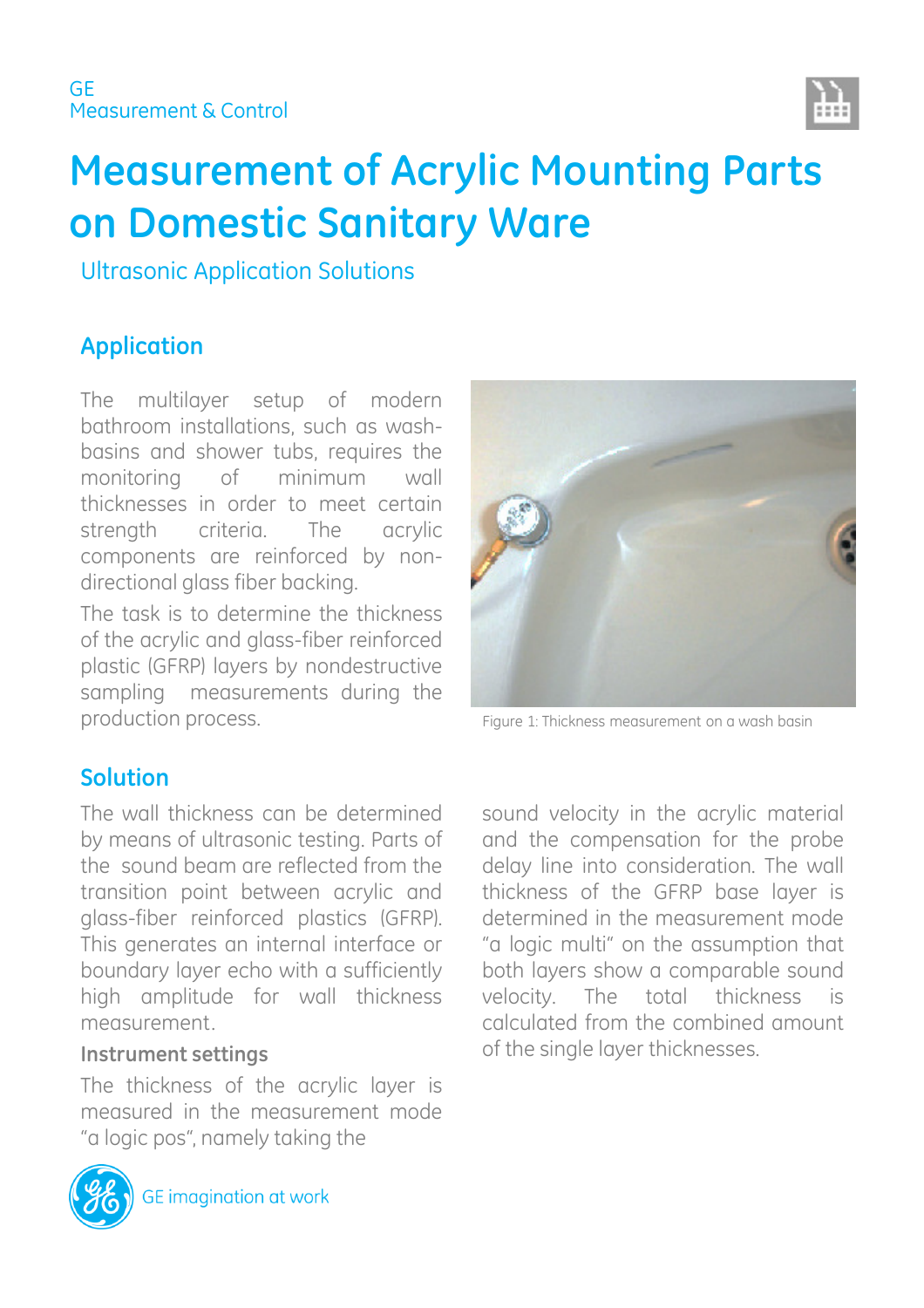GE
Measurement & Control

# Measurement of Acrylic Mounting Parts on Domestic Sanitary Ware

Ultrasonic Application Solutions

## Application

The multilayer setup of modern bathroom installations, such as wash-basins and shower tubs, requires the monitoring of minimum wall thicknesses in order to meet certain strength criteria. The acrylic components are reinforced by non-directional glass fiber backing.

The task is to determine the thickness of the acrylic and glass-fiber reinforced plastic (GFRP) layers by nondestructive sampling measurements during the production process.

Figure 1: Thickness measurement on a wash basin

## Solution

The wall thickness can be determined by means of ultrasonic testing. Parts of the sound beam are reflected from the transition point between acrylic and glass-fiber reinforced plastics (GFRP). This generates an internal interface or boundary layer echo with a sufficiently high amplitude for wall thickness measurement.

### Instrument settings

The thickness of the acrylic layer is measured in the measurement mode "a logic pos", namely taking the sound velocity in the acrylic material and the compensation for the probe delay line into consideration. The wall thickness of the GFRP base layer is determined in the measurement mode "a logic multi" on the assumption that both layers show a comparable sound velocity. The total thickness is calculated from the combined amount of the single layer thicknesses.

GE imagination at work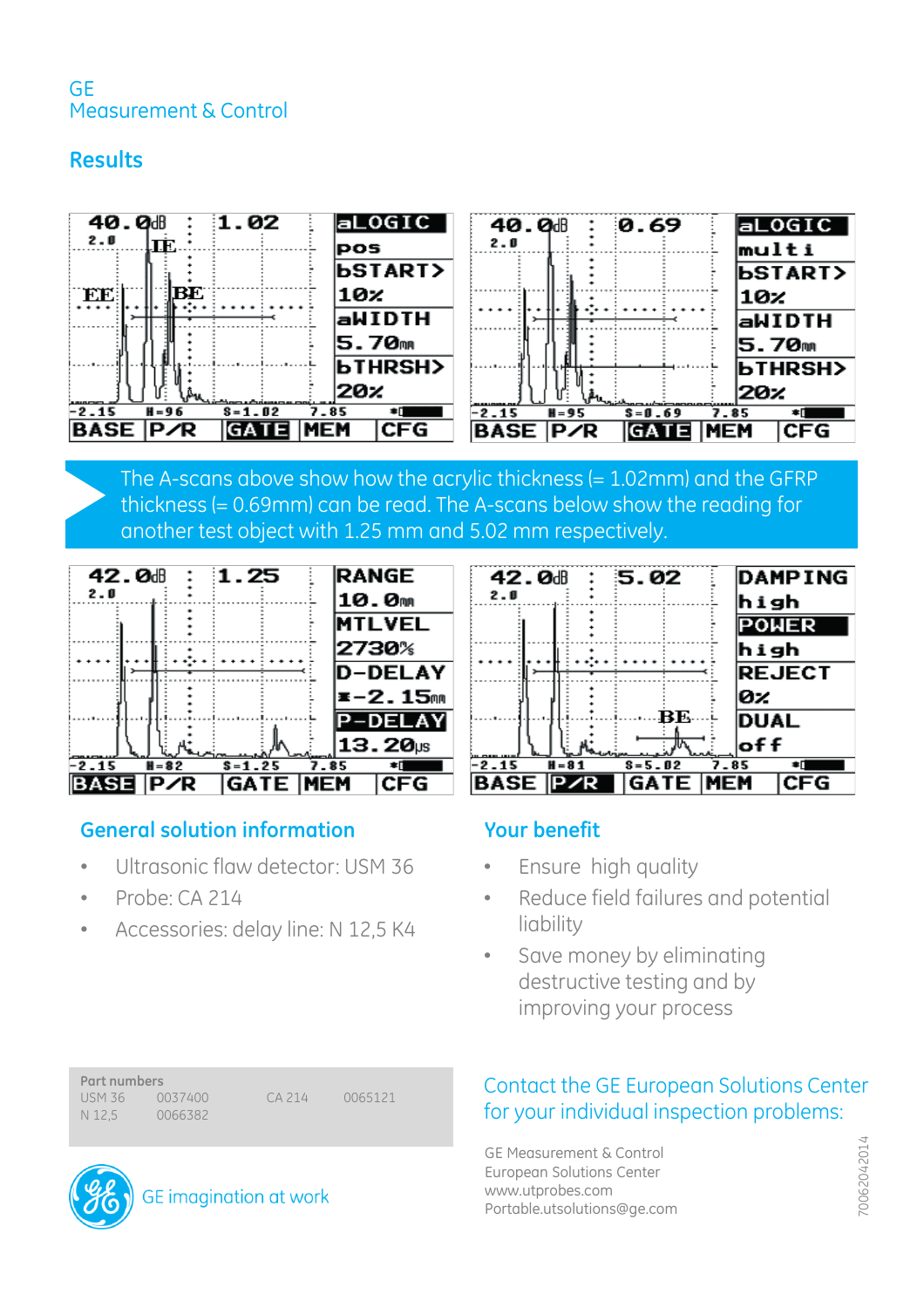GE
Measurement & Control

## Results

40.0dB 2.0 1.02
IE
EE BE
aLOGIC pos bSTART> 10% aWIDTH 5.70mm bTHRSH> 20%
-2.15 H=96 S=1.02 7.85
BASE P/R GATE MEM CFG

40.0dB 2.0 0.69
aLOGIC multi bSTART> 10% aWIDTH 5.70mm bTHRSH> 20%
-2.15 H=95 S=0.69 7.85
BASE P/R GATE MEM CFG

The A-scans above show how the acrylic thickness (= 1.02mm) and the GFRP thickness (= 0.69mm) can be read. The A-scans below show the reading for another test object with 1.25 mm and 5.02 mm respectively.

42.0dB 2.0 1.25
RANGE 10.0mm MTLVEL 2730% D-DELAY -2.15mm P-DELAY 13.20μs
-2.15 H=82 S=1.25 7.85
BASE P/R GATE MEM CFG

42.0dB 2.0 5.02
BE
DAMPING high POWER high REJECT 0% DUAL off
-2.15 H=81 S=5.02 7.85
BASE P/R GATE MEM CFG

## General solution information

- Ultrasonic flaw detector: USM 36
- Probe: CA 214
- Accessories: delay line: N 12,5 K4

## Your benefit

- Ensure high quality
- Reduce field failures and potential liability
- Save money by eliminating destructive testing and by improving your process

**Part numbers**

| | | | |
|---|---|---|---|
| USM 36 | 0037400 | CA 214 | 0065121 |
| N 12,5 | 0066382 | | |

GE imagination at work

Contact the GE European Solutions Center for your individual inspection problems:

GE Measurement & Control
European Solutions Center
www.utprobes.com
Portable.utsolutions@ge.com

7006204 2014